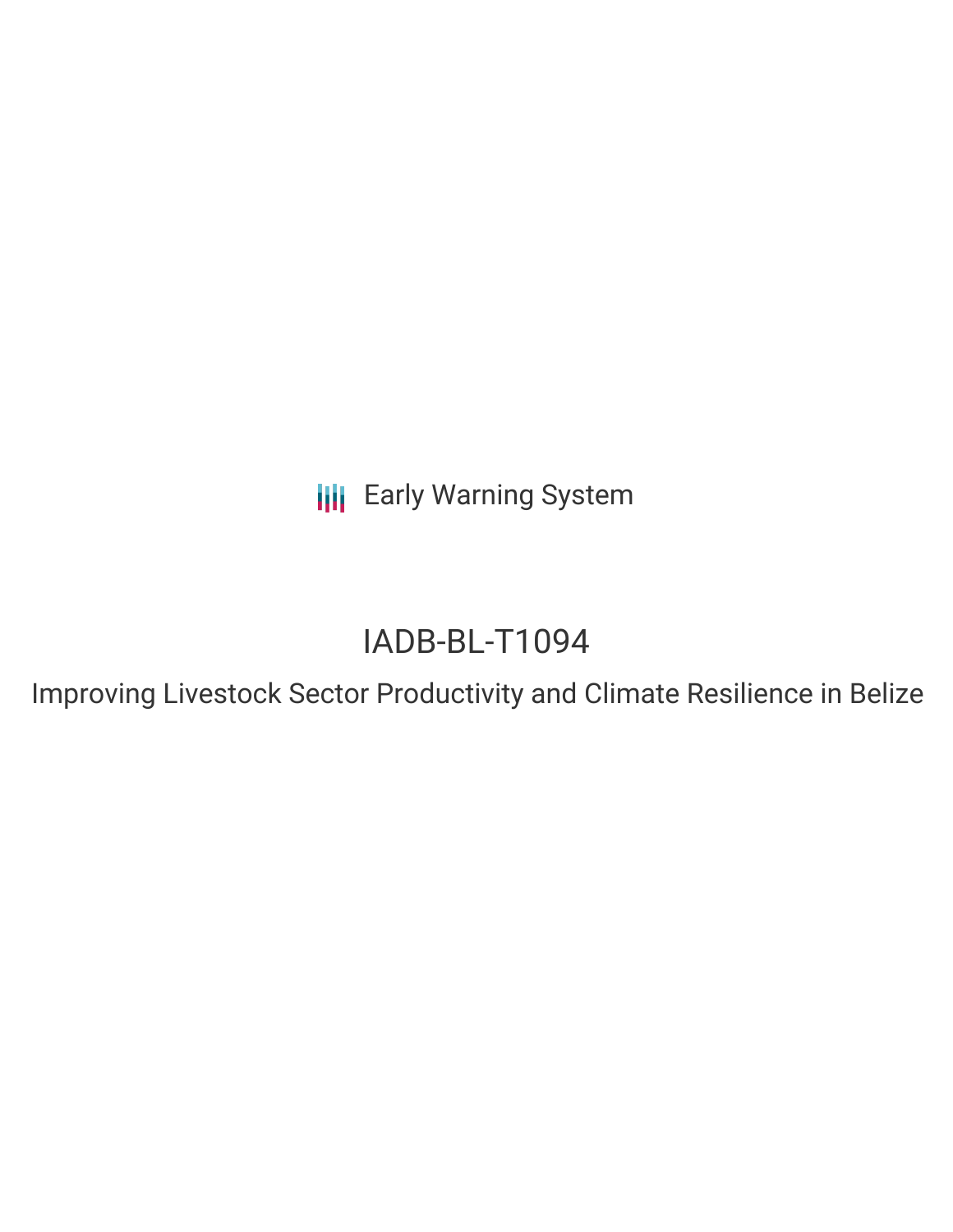Early Warning System

# IADB-BL-T1094

## Improving Livestock Sector Productivity and Climate Resilience in Belize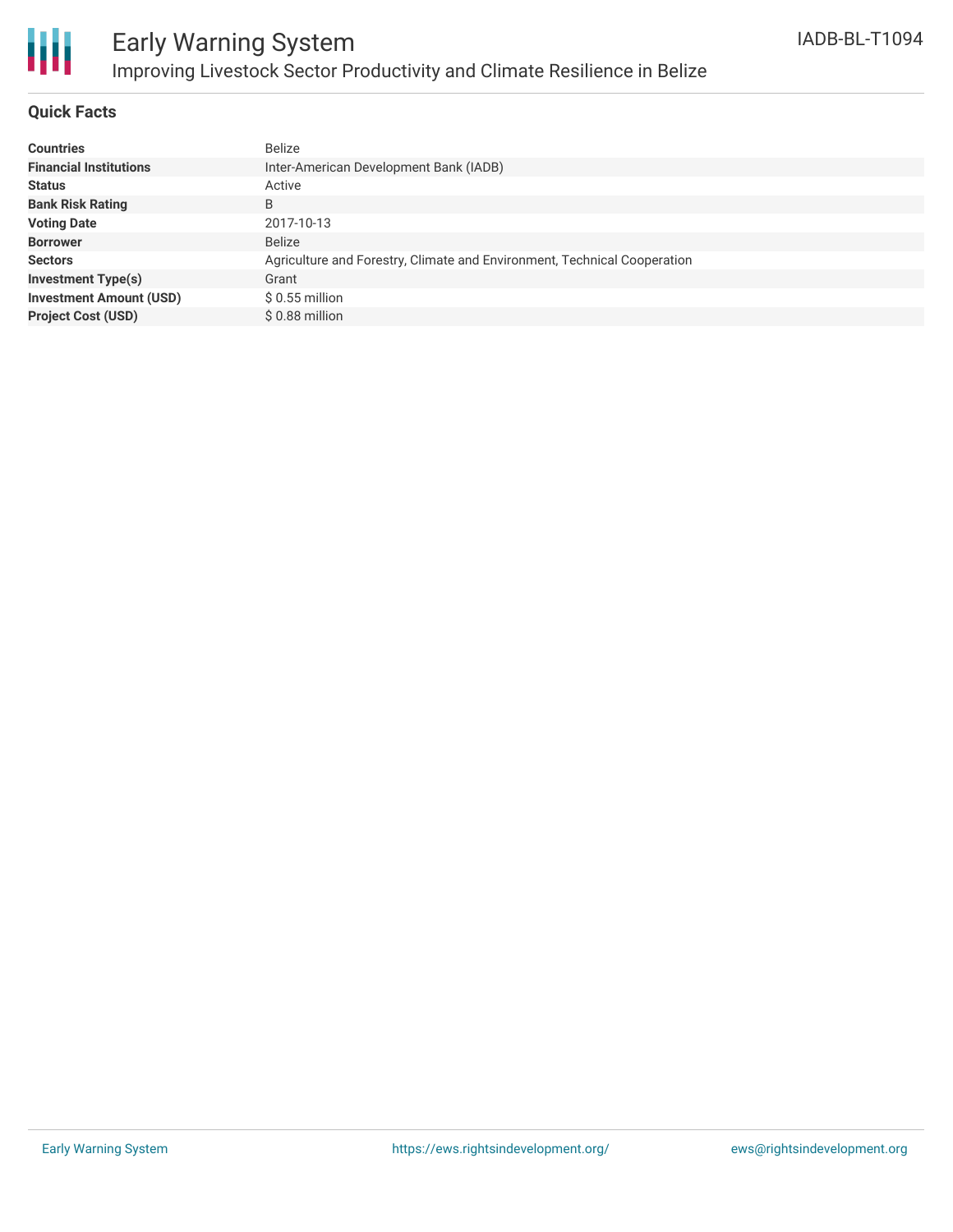# Early Warning System

## Improving Livestock Sector Productivity and Climate Resilience in Belize

IADB-BL-T1094

### Quick Facts

| | |
|---|---|
| **Countries** | Belize |
| **Financial Institutions** | Inter-American Development Bank (IADB) |
| **Status** | Active |
| **Bank Risk Rating** | B |
| **Voting Date** | 2017-10-13 |
| **Borrower** | Belize |
| **Sectors** | Agriculture and Forestry, Climate and Environment, Technical Cooperation |
| **Investment Type(s)** | Grant |
| **Investment Amount (USD)** | $ 0.55 million |
| **Project Cost (USD)** | $ 0.88 million |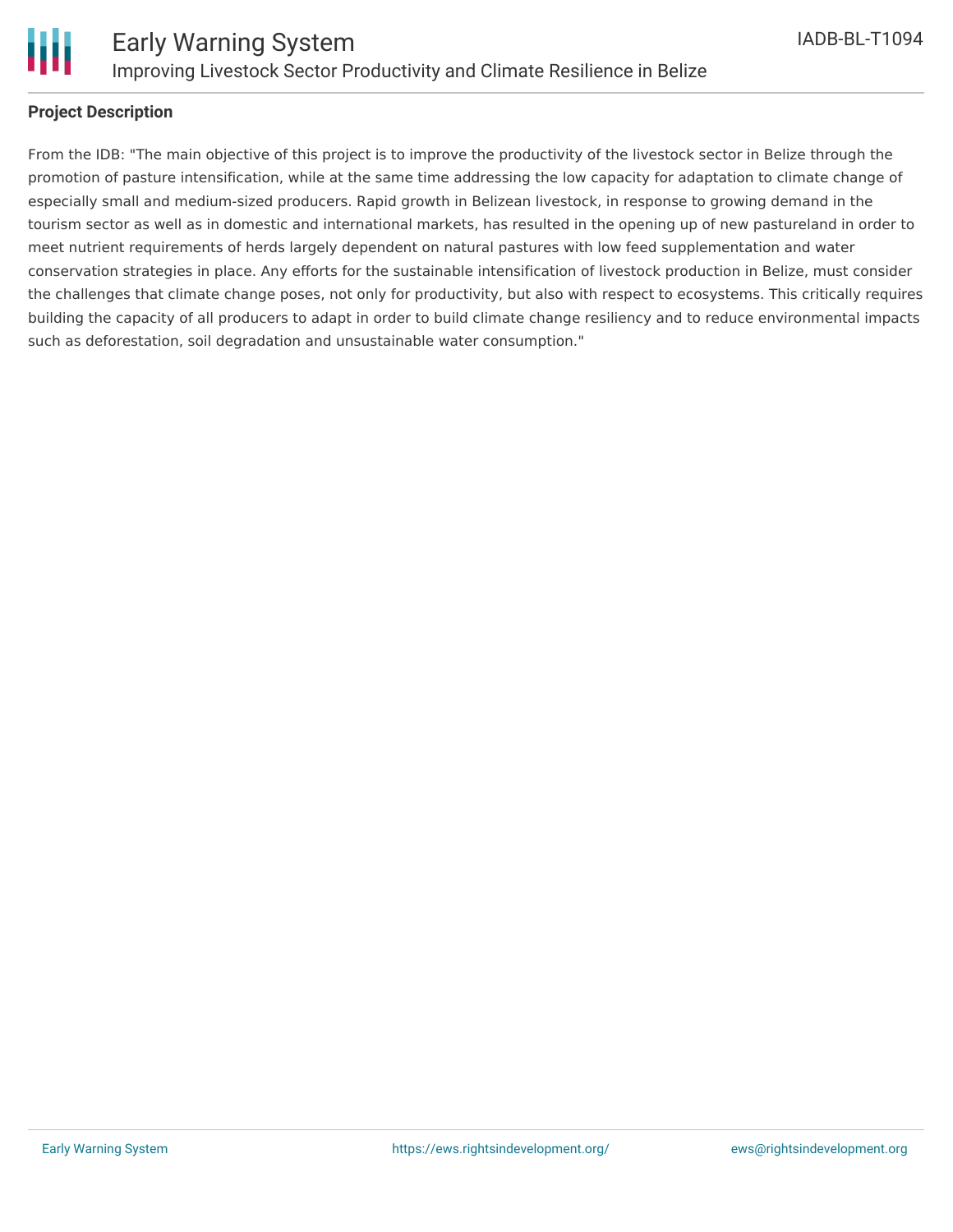**Project Description**

From the IDB: "The main objective of this project is to improve the productivity of the livestock sector in Belize through the promotion of pasture intensification, while at the same time addressing the low capacity for adaptation to climate change of especially small and medium-sized producers. Rapid growth in Belizean livestock, in response to growing demand in the tourism sector as well as in domestic and international markets, has resulted in the opening up of new pastureland in order to meet nutrient requirements of herds largely dependent on natural pastures with low feed supplementation and water conservation strategies in place. Any efforts for the sustainable intensification of livestock production in Belize, must consider the challenges that climate change poses, not only for productivity, but also with respect to ecosystems. This critically requires building the capacity of all producers to adapt in order to build climate change resiliency and to reduce environmental impacts such as deforestation, soil degradation and unsustainable water consumption."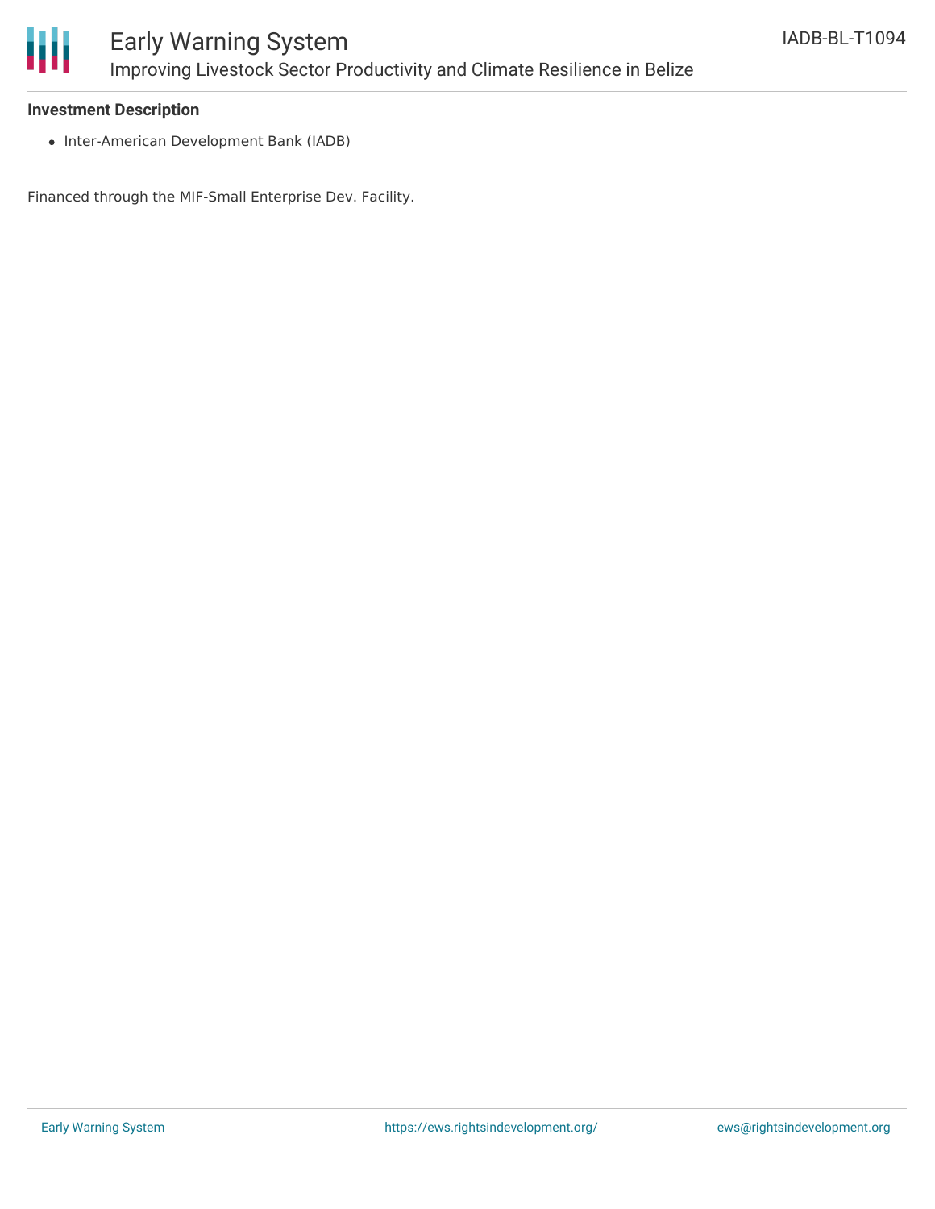**Investment Description**

- Inter-American Development Bank (IADB)

Financed through the MIF-Small Enterprise Dev. Facility.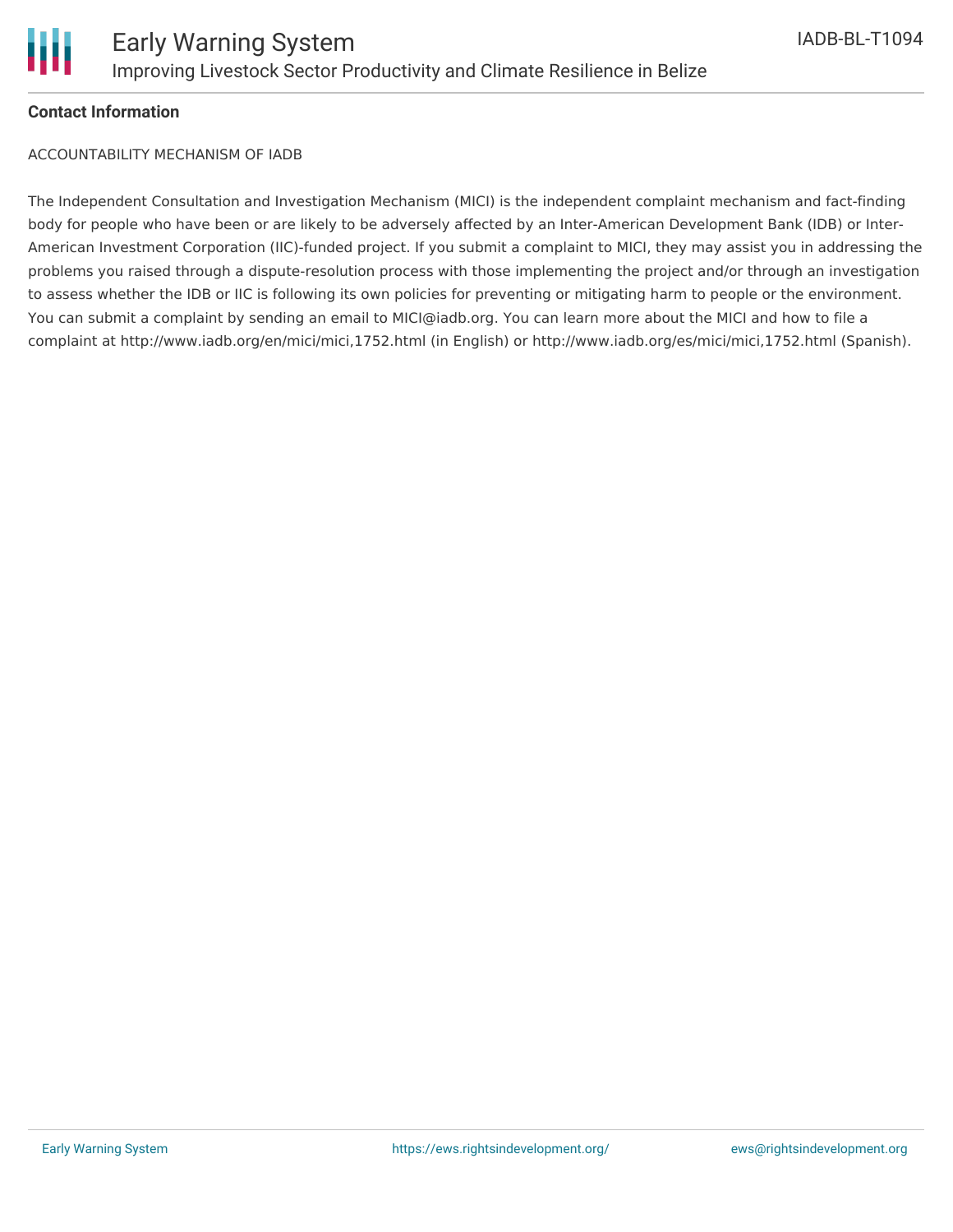**Contact Information**

ACCOUNTABILITY MECHANISM OF IADB

The Independent Consultation and Investigation Mechanism (MICI) is the independent complaint mechanism and fact-finding body for people who have been or are likely to be adversely affected by an Inter-American Development Bank (IDB) or Inter-American Investment Corporation (IIC)-funded project. If you submit a complaint to MICI, they may assist you in addressing the problems you raised through a dispute-resolution process with those implementing the project and/or through an investigation to assess whether the IDB or IIC is following its own policies for preventing or mitigating harm to people or the environment. You can submit a complaint by sending an email to MICI@iadb.org. You can learn more about the MICI and how to file a complaint at http://www.iadb.org/en/mici/mici,1752.html (in English) or http://www.iadb.org/es/mici/mici,1752.html (Spanish).